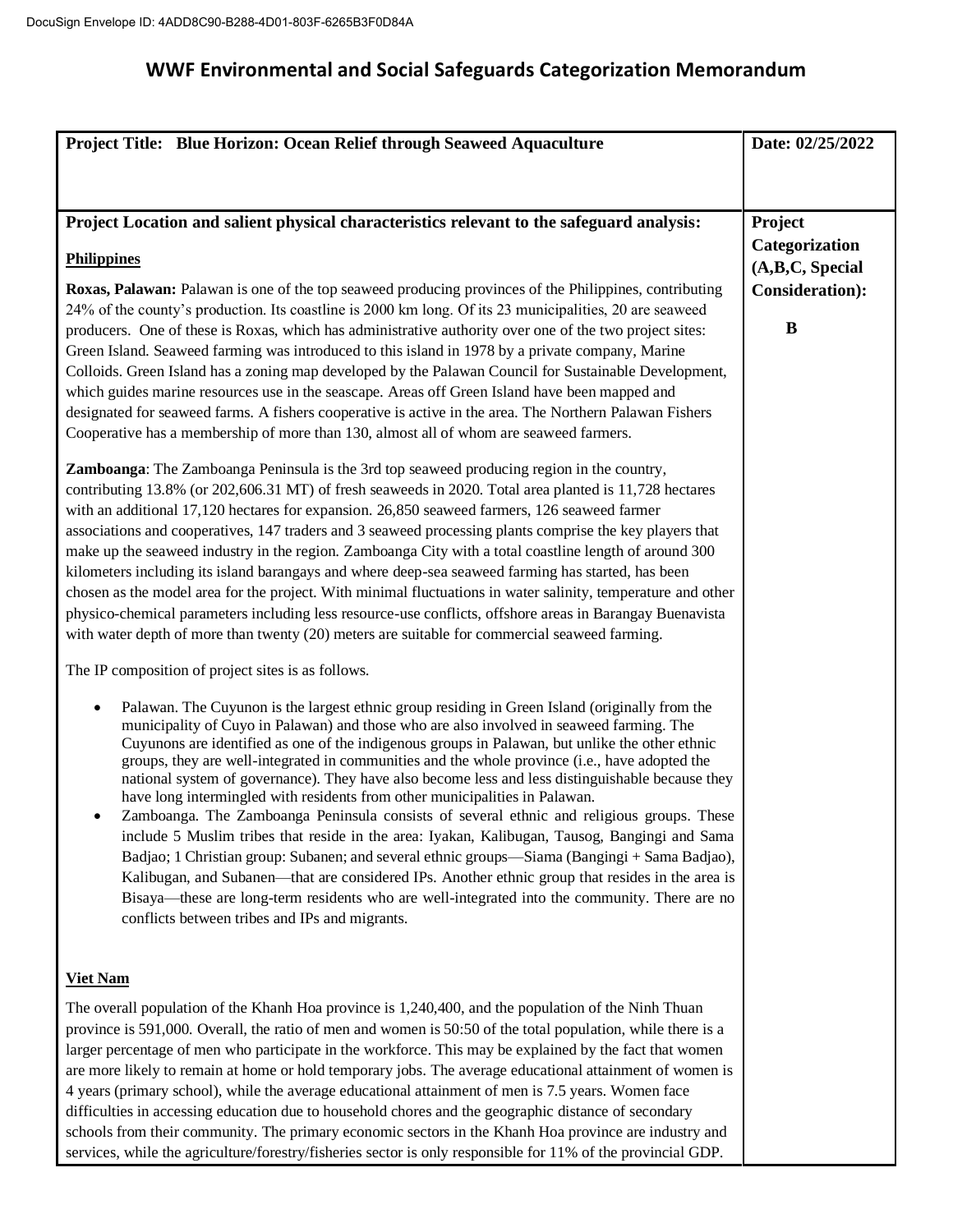# WWF Environmental and Social Safeguards Categorization Memorandum

| Project Title: Blue Horizon: Ocean Relief through Seaweed Aquaculture | Date: 02/25/2022 |
|---|---|
| **Project Location and salient physical characteristics relevant to the safeguard analysis:** | **Project Categorization (A,B,C, Special Consideration):** **B** |

**Project Location and salient physical characteristics relevant to the safeguard analysis:**

**Philippines**

**Roxas, Palawan:** Palawan is one of the top seaweed producing provinces of the Philippines, contributing 24% of the county's production. Its coastline is 2000 km long. Of its 23 municipalities, 20 are seaweed producers. One of these is Roxas, which has administrative authority over one of the two project sites: Green Island. Seaweed farming was introduced to this island in 1978 by a private company, Marine Colloids. Green Island has a zoning map developed by the Palawan Council for Sustainable Development, which guides marine resources use in the seascape. Areas off Green Island have been mapped and designated for seaweed farms. A fishers cooperative is active in the area. The Northern Palawan Fishers Cooperative has a membership of more than 130, almost all of whom are seaweed farmers.

**Zamboanga**: The Zamboanga Peninsula is the 3rd top seaweed producing region in the country, contributing 13.8% (or 202,606.31 MT) of fresh seaweeds in 2020. Total area planted is 11,728 hectares with an additional 17,120 hectares for expansion. 26,850 seaweed farmers, 126 seaweed farmer associations and cooperatives, 147 traders and 3 seaweed processing plants comprise the key players that make up the seaweed industry in the region. Zamboanga City with a total coastline length of around 300 kilometers including its island barangays and where deep-sea seaweed farming has started, has been chosen as the model area for the project. With minimal fluctuations in water salinity, temperature and other physico-chemical parameters including less resource-use conflicts, offshore areas in Barangay Buenavista with water depth of more than twenty (20) meters are suitable for commercial seaweed farming.

The IP composition of project sites is as follows.

- Palawan. The Cuyunon is the largest ethnic group residing in Green Island (originally from the municipality of Cuyo in Palawan) and those who are also involved in seaweed farming. The Cuyunons are identified as one of the indigenous groups in Palawan, but unlike the other ethnic groups, they are well-integrated in communities and the whole province (i.e., have adopted the national system of governance). They have also become less and less distinguishable because they have long intermingled with residents from other municipalities in Palawan.
- Zamboanga. The Zamboanga Peninsula consists of several ethnic and religious groups. These include 5 Muslim tribes that reside in the area: Iyakan, Kalibugan, Tausog, Bangingi and Sama Badjao; 1 Christian group: Subanen; and several ethnic groups—Siama (Bangingi + Sama Badjao), Kalibugan, and Subanen—that are considered IPs. Another ethnic group that resides in the area is Bisaya—these are long-term residents who are well-integrated into the community. There are no conflicts between tribes and IPs and migrants.

**Viet Nam**

The overall population of the Khanh Hoa province is 1,240,400, and the population of the Ninh Thuan province is 591,000. Overall, the ratio of men and women is 50:50 of the total population, while there is a larger percentage of men who participate in the workforce. This may be explained by the fact that women are more likely to remain at home or hold temporary jobs. The average educational attainment of women is 4 years (primary school), while the average educational attainment of men is 7.5 years. Women face difficulties in accessing education due to household chores and the geographic distance of secondary schools from their community. The primary economic sectors in the Khanh Hoa province are industry and services, while the agriculture/forestry/fisheries sector is only responsible for 11% of the provincial GDP.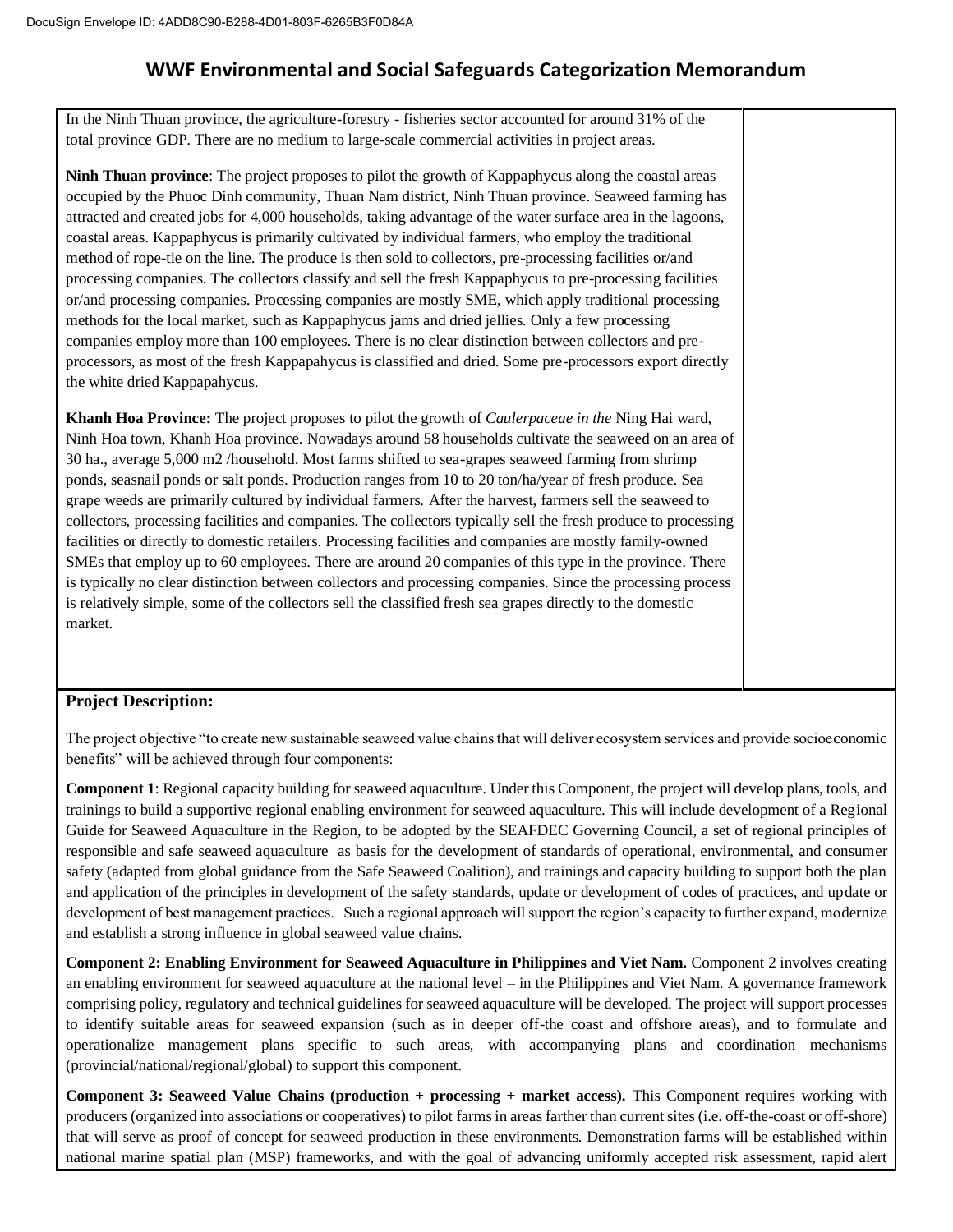# WWF Environmental and Social Safeguards Categorization Memorandum

In the Ninh Thuan province, the agriculture-forestry - fisheries sector accounted for around 31% of the total province GDP. There are no medium to large-scale commercial activities in project areas.

**Ninh Thuan province**: The project proposes to pilot the growth of Kappaphycus along the coastal areas occupied by the Phuoc Dinh community, Thuan Nam district, Ninh Thuan province. Seaweed farming has attracted and created jobs for 4,000 households, taking advantage of the water surface area in the lagoons, coastal areas. Kappaphycus is primarily cultivated by individual farmers, who employ the traditional method of rope-tie on the line. The produce is then sold to collectors, pre-processing facilities or/and processing companies. The collectors classify and sell the fresh Kappaphycus to pre-processing facilities or/and processing companies. Processing companies are mostly SME, which apply traditional processing methods for the local market, such as Kappaphycus jams and dried jellies. Only a few processing companies employ more than 100 employees. There is no clear distinction between collectors and pre-processors, as most of the fresh Kappapahycus is classified and dried. Some pre-processors export directly the white dried Kappapahycus.

**Khanh Hoa Province:** The project proposes to pilot the growth of *Caulerpaceae in the* Ning Hai ward, Ninh Hoa town, Khanh Hoa province. Nowadays around 58 households cultivate the seaweed on an area of 30 ha., average 5,000 m2 /household. Most farms shifted to sea-grapes seaweed farming from shrimp ponds, seasnail ponds or salt ponds. Production ranges from 10 to 20 ton/ha/year of fresh produce. Sea grape weeds are primarily cultured by individual farmers. After the harvest, farmers sell the seaweed to collectors, processing facilities and companies. The collectors typically sell the fresh produce to processing facilities or directly to domestic retailers. Processing facilities and companies are mostly family-owned SMEs that employ up to 60 employees. There are around 20 companies of this type in the province. There is typically no clear distinction between collectors and processing companies. Since the processing process is relatively simple, some of the collectors sell the classified fresh sea grapes directly to the domestic market.

**Project Description:**

The project objective "to create new sustainable seaweed value chains that will deliver ecosystem services and provide socioeconomic benefits" will be achieved through four components:

**Component 1**: Regional capacity building for seaweed aquaculture. Under this Component, the project will develop plans, tools, and trainings to build a supportive regional enabling environment for seaweed aquaculture. This will include development of a Regional Guide for Seaweed Aquaculture in the Region, to be adopted by the SEAFDEC Governing Council, a set of regional principles of responsible and safe seaweed aquaculture as basis for the development of standards of operational, environmental, and consumer safety (adapted from global guidance from the Safe Seaweed Coalition), and trainings and capacity building to support both the plan and application of the principles in development of the safety standards, update or development of codes of practices, and update or development of best management practices. Such a regional approach will support the region's capacity to further expand, modernize and establish a strong influence in global seaweed value chains.

**Component 2: Enabling Environment for Seaweed Aquaculture in Philippines and Viet Nam.** Component 2 involves creating an enabling environment for seaweed aquaculture at the national level – in the Philippines and Viet Nam. A governance framework comprising policy, regulatory and technical guidelines for seaweed aquaculture will be developed. The project will support processes to identify suitable areas for seaweed expansion (such as in deeper off-the coast and offshore areas), and to formulate and operationalize management plans specific to such areas, with accompanying plans and coordination mechanisms (provincial/national/regional/global) to support this component.

**Component 3: Seaweed Value Chains (production + processing + market access).** This Component requires working with producers (organized into associations or cooperatives) to pilot farms in areas farther than current sites (i.e. off-the-coast or off-shore) that will serve as proof of concept for seaweed production in these environments. Demonstration farms will be established within national marine spatial plan (MSP) frameworks, and with the goal of advancing uniformly accepted risk assessment, rapid alert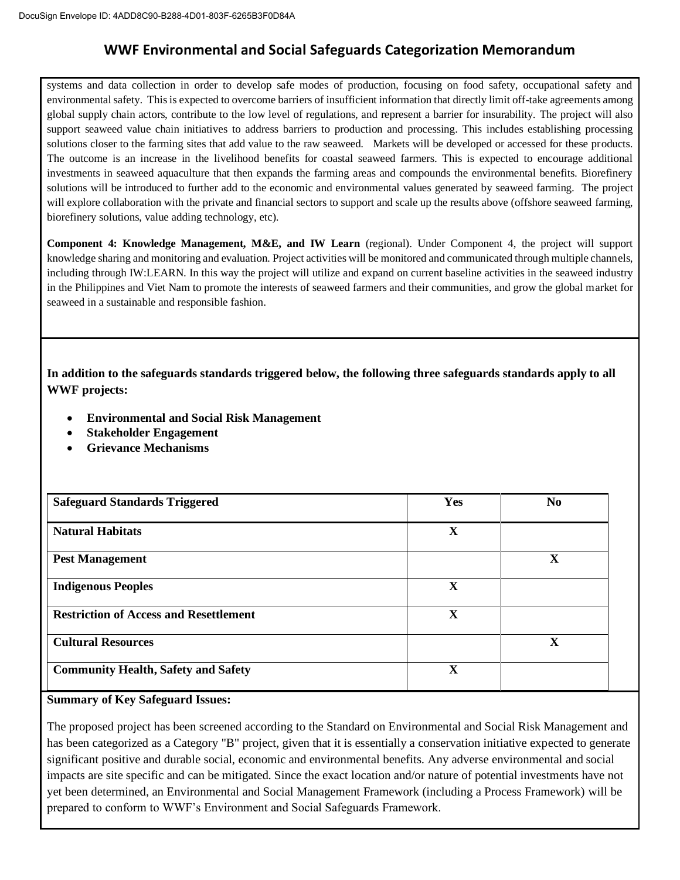# WWF Environmental and Social Safeguards Categorization Memorandum

systems and data collection in order to develop safe modes of production, focusing on food safety, occupational safety and environmental safety. This is expected to overcome barriers of insufficient information that directly limit off-take agreements among global supply chain actors, contribute to the low level of regulations, and represent a barrier for insurability. The project will also support seaweed value chain initiatives to address barriers to production and processing. This includes establishing processing solutions closer to the farming sites that add value to the raw seaweed. Markets will be developed or accessed for these products. The outcome is an increase in the livelihood benefits for coastal seaweed farmers. This is expected to encourage additional investments in seaweed aquaculture that then expands the farming areas and compounds the environmental benefits. Biorefinery solutions will be introduced to further add to the economic and environmental values generated by seaweed farming. The project will explore collaboration with the private and financial sectors to support and scale up the results above (offshore seaweed farming, biorefinery solutions, value adding technology, etc).

**Component 4: Knowledge Management, M&E, and IW Learn** (regional). Under Component 4, the project will support knowledge sharing and monitoring and evaluation. Project activities will be monitored and communicated through multiple channels, including through IW:LEARN. In this way the project will utilize and expand on current baseline activities in the seaweed industry in the Philippines and Viet Nam to promote the interests of seaweed farmers and their communities, and grow the global market for seaweed in a sustainable and responsible fashion.

**In addition to the safeguards standards triggered below, the following three safeguards standards apply to all WWF projects:**

- **Environmental and Social Risk Management**
- **Stakeholder Engagement**
- **Grievance Mechanisms**

| Safeguard Standards Triggered | Yes | No |
|---|---|---|
| Natural Habitats | X | |
| Pest Management | | X |
| Indigenous Peoples | X | |
| Restriction of Access and Resettlement | X | |
| Cultural Resources | | X |
| Community Health, Safety and Safety | X | |

**Summary of Key Safeguard Issues:**

The proposed project has been screened according to the Standard on Environmental and Social Risk Management and has been categorized as a Category "B" project, given that it is essentially a conservation initiative expected to generate significant positive and durable social, economic and environmental benefits. Any adverse environmental and social impacts are site specific and can be mitigated. Since the exact location and/or nature of potential investments have not yet been determined, an Environmental and Social Management Framework (including a Process Framework) will be prepared to conform to WWF's Environment and Social Safeguards Framework.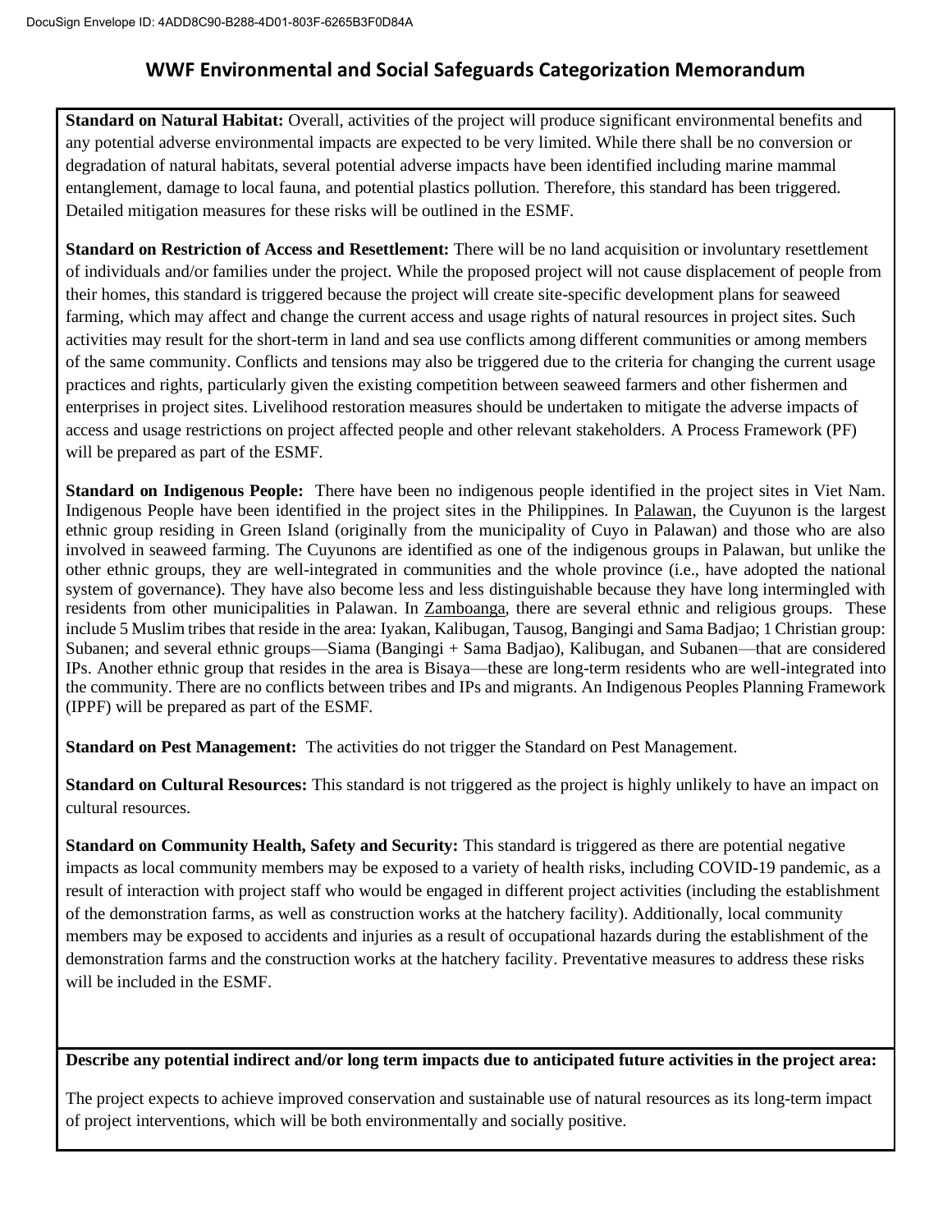# WWF Environmental and Social Safeguards Categorization Memorandum

**Standard on Natural Habitat:** Overall, activities of the project will produce significant environmental benefits and any potential adverse environmental impacts are expected to be very limited. While there shall be no conversion or degradation of natural habitats, several potential adverse impacts have been identified including marine mammal entanglement, damage to local fauna, and potential plastics pollution. Therefore, this standard has been triggered. Detailed mitigation measures for these risks will be outlined in the ESMF.

**Standard on Restriction of Access and Resettlement:** There will be no land acquisition or involuntary resettlement of individuals and/or families under the project. While the proposed project will not cause displacement of people from their homes, this standard is triggered because the project will create site-specific development plans for seaweed farming, which may affect and change the current access and usage rights of natural resources in project sites. Such activities may result for the short-term in land and sea use conflicts among different communities or among members of the same community. Conflicts and tensions may also be triggered due to the criteria for changing the current usage practices and rights, particularly given the existing competition between seaweed farmers and other fishermen and enterprises in project sites. Livelihood restoration measures should be undertaken to mitigate the adverse impacts of access and usage restrictions on project affected people and other relevant stakeholders. A Process Framework (PF) will be prepared as part of the ESMF.

**Standard on Indigenous People:** There have been no indigenous people identified in the project sites in Viet Nam. Indigenous People have been identified in the project sites in the Philippines. In Palawan, the Cuyunon is the largest ethnic group residing in Green Island (originally from the municipality of Cuyo in Palawan) and those who are also involved in seaweed farming. The Cuyunons are identified as one of the indigenous groups in Palawan, but unlike the other ethnic groups, they are well-integrated in communities and the whole province (i.e., have adopted the national system of governance). They have also become less and less distinguishable because they have long intermingled with residents from other municipalities in Palawan. In Zamboanga, there are several ethnic and religious groups. These include 5 Muslim tribes that reside in the area: Iyakan, Kalibugan, Tausog, Bangingi and Sama Badjao; 1 Christian group: Subanen; and several ethnic groups—Siama (Bangingi + Sama Badjao), Kalibugan, and Subanen—that are considered IPs. Another ethnic group that resides in the area is Bisaya—these are long-term residents who are well-integrated into the community. There are no conflicts between tribes and IPs and migrants. An Indigenous Peoples Planning Framework (IPPF) will be prepared as part of the ESMF.

**Standard on Pest Management:** The activities do not trigger the Standard on Pest Management.

**Standard on Cultural Resources:** This standard is not triggered as the project is highly unlikely to have an impact on cultural resources.

**Standard on Community Health, Safety and Security:** This standard is triggered as there are potential negative impacts as local community members may be exposed to a variety of health risks, including COVID-19 pandemic, as a result of interaction with project staff who would be engaged in different project activities (including the establishment of the demonstration farms, as well as construction works at the hatchery facility). Additionally, local community members may be exposed to accidents and injuries as a result of occupational hazards during the establishment of the demonstration farms and the construction works at the hatchery facility. Preventative measures to address these risks will be included in the ESMF.

**Describe any potential indirect and/or long term impacts due to anticipated future activities in the project area:**

The project expects to achieve improved conservation and sustainable use of natural resources as its long-term impact of project interventions, which will be both environmentally and socially positive.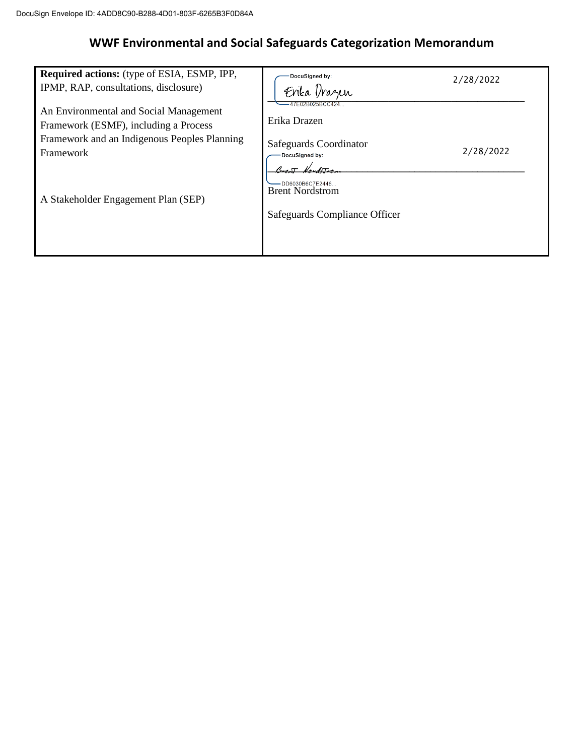DocuSign Envelope ID: 4ADD8C90-B288-4D01-803F-6265B3F0D84A

# WWF Environmental and Social Safeguards Categorization Memorandum

| | |
|---|---|
| **Required actions:** (type of ESIA, ESMP, IPP, IPMP, RAP, consultations, disclosure)<br><br>An Environmental and Social Management Framework (ESMF), including a Process Framework and an Indigenous Peoples Planning Framework<br><br>A Stakeholder Engagement Plan (SEP) | DocuSigned by: Erika Drazen 2/28/2022<br>47E02B025BCC424...<br><br>Erika Drazen<br><br>Safeguards Coordinator<br><br>DocuSigned by: Brent Nordstrom 2/28/2022<br>DD6030B6C7E2446...<br><br>Brent Nordstrom<br><br>Safeguards Compliance Officer |